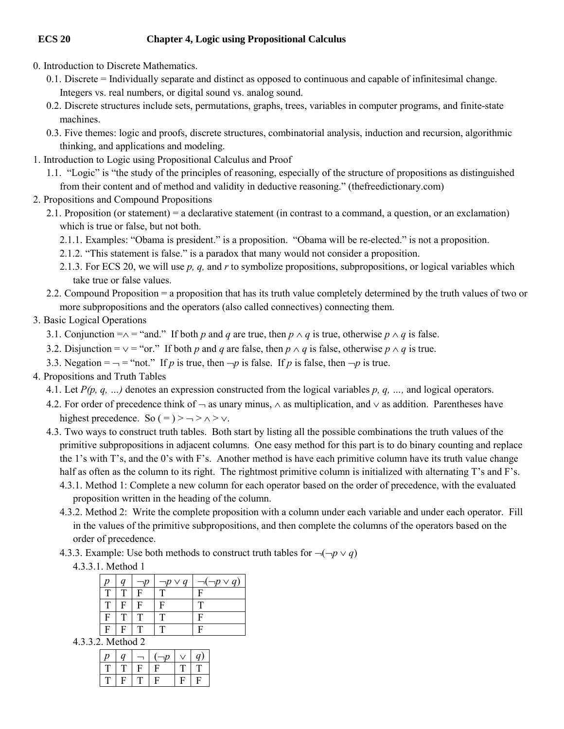**ECS 20** **Chapter 4, Logic using Propositional Calculus**

0. Introduction to Discrete Mathematics.
    0.1. Discrete = Individually separate and distinct as opposed to continuous and capable of infinitesimal change. Integers vs. real numbers, or digital sound vs. analog sound.
    0.2. Discrete structures include sets, permutations, graphs, trees, variables in computer programs, and finite-state machines.
    0.3. Five themes: logic and proofs, discrete structures, combinatorial analysis, induction and recursion, algorithmic thinking, and applications and modeling.
1. Introduction to Logic using Propositional Calculus and Proof
    1.1. "Logic" is "the study of the principles of reasoning, especially of the structure of propositions as distinguished from their content and of method and validity in deductive reasoning." (thefreedictionary.com)
2. Propositions and Compound Propositions
    2.1. Proposition (or statement) = a declarative statement (in contrast to a command, a question, or an exclamation) which is true or false, but not both.
        2.1.1. Examples: "Obama is president." is a proposition. "Obama will be re-elected." is not a proposition.
        2.1.2. "This statement is false." is a paradox that many would not consider a proposition.
        2.1.3. For ECS 20, we will use $p$, $q$, and $r$ to symbolize propositions, subpropositions, or logical variables which take true or false values.
    2.2. Compound Proposition = a proposition that has its truth value completely determined by the truth values of two or more subpropositions and the operators (also called connectives) connecting them.
3. Basic Logical Operations
    3.1. Conjunction $= \wedge =$ "and." If both $p$ and $q$ are true, then $p \wedge q$ is true, otherwise $p \wedge q$ is false.
    3.2. Disjunction $= \vee =$ "or." If both $p$ and $q$ are false, then $p \wedge q$ is false, otherwise $p \wedge q$ is true.
    3.3. Negation $= \neg =$ "not." If $p$ is true, then $\neg p$ is false. If $p$ is false, then $\neg p$ is true.
4. Propositions and Truth Tables
    4.1. Let $P(p, q, \ldots)$ denotes an expression constructed from the logical variables $p, q, \ldots,$ and logical operators.
    4.2. For order of precedence think of $\neg$ as unary minus, $\wedge$ as multiplication, and $\vee$ as addition. Parentheses have highest precedence. So $( = ) > \neg > \wedge > \vee$.
    4.3. Two ways to construct truth tables. Both start by listing all the possible combinations the truth values of the primitive subpropositions in adjacent columns. One easy method for this part is to do binary counting and replace the 1's with T's, and the 0's with F's. Another method is have each primitive column have its truth value change half as often as the column to its right. The rightmost primitive column is initialized with alternating T's and F's.
        4.3.1. Method 1: Complete a new column for each operator based on the order of precedence, with the evaluated proposition written in the heading of the column.
        4.3.2. Method 2: Write the complete proposition with a column under each variable and under each operator. Fill in the values of the primitive subpropositions, and then complete the columns of the operators based on the order of precedence.
        4.3.3. Example: Use both methods to construct truth tables for $\neg(\neg p \vee q)$
            4.3.3.1. Method 1

| $p$ | $q$ | $\neg p$ | $\neg p \vee q$ | $\neg(\neg p \vee q)$ |
|---|---|---|---|---|
| T | T | F | T | F |
| T | F | F | F | T |
| F | T | T | T | F |
| F | F | T | T | F |

            4.3.3.2. Method 2

| $p$ | $q$ | $\neg$ | $(\neg p$ | $\vee$ | $q)$ |
|---|---|---|---|---|---|
| T | T | F | F | T | T |
| T | F | T | F | F | F |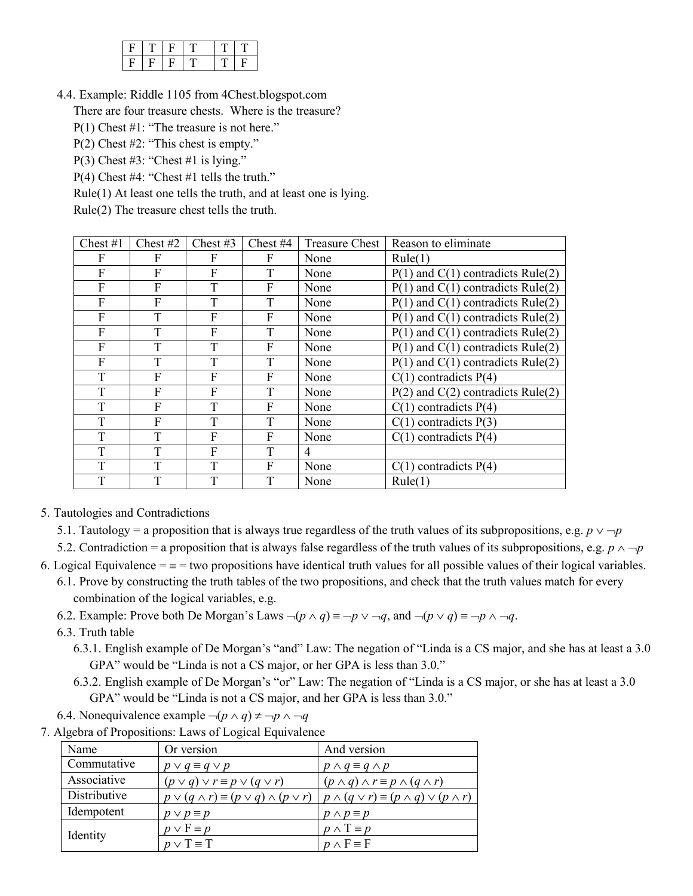| F | T | F | T | T | T |
|---|---|---|---|---|---|
| F | F | F | T | T | F |

4.4. Example: Riddle 1105 from 4Chest.blogspot.com

There are four treasure chests. Where is the treasure?

P(1) Chest #1: "The treasure is not here."

P(2) Chest #2: "This chest is empty."

P(3) Chest #3: "Chest #1 is lying."

P(4) Chest #4: "Chest #1 tells the truth."

Rule(1) At least one tells the truth, and at least one is lying.

Rule(2) The treasure chest tells the truth.

| Chest #1 | Chest #2 | Chest #3 | Chest #4 | Treasure Chest | Reason to eliminate |
|---|---|---|---|---|---|
| F | F | F | F | None | Rule(1) |
| F | F | F | T | None | P(1) and C(1) contradicts Rule(2) |
| F | F | T | F | None | P(1) and C(1) contradicts Rule(2) |
| F | F | T | T | None | P(1) and C(1) contradicts Rule(2) |
| F | T | F | F | None | P(1) and C(1) contradicts Rule(2) |
| F | T | F | T | None | P(1) and C(1) contradicts Rule(2) |
| F | T | T | F | None | P(1) and C(1) contradicts Rule(2) |
| F | T | T | T | None | P(1) and C(1) contradicts Rule(2) |
| T | F | F | F | None | C(1) contradicts P(4) |
| T | F | F | T | None | P(2) and C(2) contradicts Rule(2) |
| T | F | T | F | None | C(1) contradicts P(4) |
| T | F | T | T | None | C(1) contradicts P(3) |
| T | T | F | F | None | C(1) contradicts P(4) |
| T | T | F | T | 4 | |
| T | T | T | F | None | C(1) contradicts P(4) |
| T | T | T | T | None | Rule(1) |

5. Tautologies and Contradictions

   5.1. Tautology = a proposition that is always true regardless of the truth values of its subpropositions, e.g. $p \lor \neg p$

   5.2. Contradiction = a proposition that is always false regardless of the truth values of its subpropositions, e.g. $p \land \neg p$

6. Logical Equivalence = $\equiv$ = two propositions have identical truth values for all possible values of their logical variables.

   6.1. Prove by constructing the truth tables of the two propositions, and check that the truth values match for every combination of the logical variables, e.g.

   6.2. Example: Prove both De Morgan's Laws $\neg(p \land q) \equiv \neg p \lor \neg q$, and $\neg(p \lor q) \equiv \neg p \land \neg q$.

   6.3. Truth table

      6.3.1. English example of De Morgan's "and" Law: The negation of "Linda is a CS major, and she has at least a 3.0 GPA" would be "Linda is not a CS major, or her GPA is less than 3.0."

      6.3.2. English example of De Morgan's "or" Law: The negation of "Linda is a CS major, or she has at least a 3.0 GPA" would be "Linda is not a CS major, and her GPA is less than 3.0."

   6.4. Nonequivalence example $\neg(p \land q) \neq \neg p \land \neg q$

7. Algebra of Propositions: Laws of Logical Equivalence

| Name | Or version | And version |
|---|---|---|
| Commutative | $p \lor q \equiv q \lor p$ | $p \land q \equiv q \land p$ |
| Associative | $(p \lor q) \lor r \equiv p \lor (q \lor r)$ | $(p \land q) \land r \equiv p \land (q \land r)$ |
| Distributive | $p \lor (q \land r) \equiv (p \lor q) \land (p \lor r)$ | $p \land (q \lor r) \equiv (p \land q) \lor (p \land r)$ |
| Idempotent | $p \lor p \equiv p$ | $p \land p \equiv p$ |
| Identity | $p \lor \mathrm{F} \equiv p$ | $p \land \mathrm{T} \equiv p$ |
| | $p \lor \mathrm{T} \equiv \mathrm{T}$ | $p \land \mathrm{F} \equiv \mathrm{F}$ |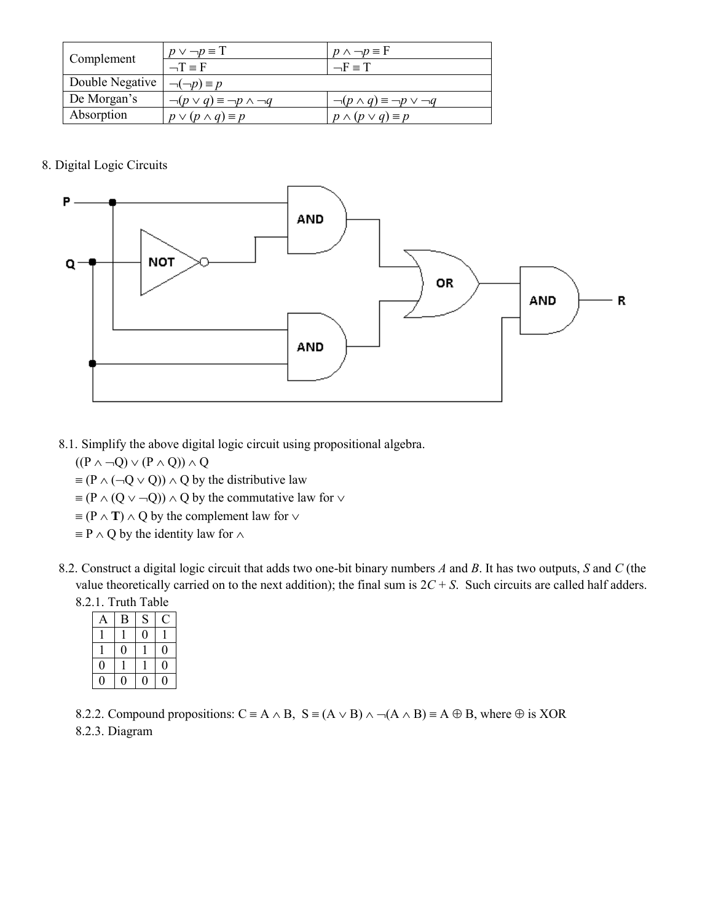| Complement | $p \vee \neg p \equiv \text{T}$ | $p \wedge \neg p \equiv \text{F}$ |
|---|---|---|
| | $\neg\text{T} \equiv \text{F}$ | $\neg\text{F} \equiv \text{T}$ |
| Double Negative | $\neg(\neg p) \equiv p$ | |
| De Morgan's | $\neg(p \vee q) \equiv \neg p \wedge \neg q$ | $\neg(p \wedge q) \equiv \neg p \vee \neg q$ |
| Absorption | $p \vee (p \wedge q) \equiv p$ | $p \wedge (p \vee q) \equiv p$ |

8. Digital Logic Circuits

8.1. Simplify the above digital logic circuit using propositional algebra.

$((\text{P} \wedge \neg\text{Q}) \vee (\text{P} \wedge \text{Q})) \wedge \text{Q}$

$\equiv (\text{P} \wedge (\neg\text{Q} \vee \text{Q})) \wedge \text{Q}$ by the distributive law

$\equiv (\text{P} \wedge (\text{Q} \vee \neg\text{Q})) \wedge \text{Q}$ by the commutative law for $\vee$

$\equiv (\text{P} \wedge \mathbf{T}) \wedge \text{Q}$ by the complement law for $\vee$

$\equiv \text{P} \wedge \text{Q}$ by the identity law for $\wedge$

8.2. Construct a digital logic circuit that adds two one-bit binary numbers *A* and *B*. It has two outputs, *S* and *C* (the value theoretically carried on to the next addition); the final sum is $2C + S$. Such circuits are called half adders.

8.2.1. Truth Table

| A | B | S | C |
|---|---|---|---|
| 1 | 1 | 0 | 1 |
| 1 | 0 | 1 | 0 |
| 0 | 1 | 1 | 0 |
| 0 | 0 | 0 | 0 |

8.2.2. Compound propositions: $\text{C} \equiv \text{A} \wedge \text{B}$, $\text{S} \equiv (\text{A} \vee \text{B}) \wedge \neg(\text{A} \wedge \text{B}) \equiv \text{A} \oplus \text{B}$, where $\oplus$ is XOR

8.2.3. Diagram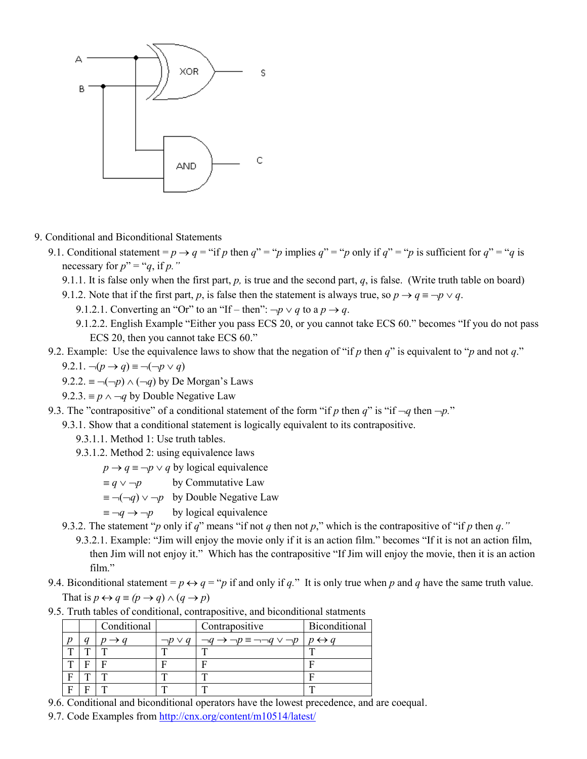A
B
XOR
S
AND
C

9. Conditional and Biconditional Statements

   9.1. Conditional statement = $p \rightarrow q$ = "if $p$ then $q$" = "$p$ implies $q$" = "$p$ only if $q$" = "$p$ is sufficient for $q$" = "$q$ is necessary for $p$" = "$q$, if $p$."

      9.1.1. It is false only when the first part, $p$, is true and the second part, $q$, is false. (Write truth table on board)

      9.1.2. Note that if the first part, $p$, is false then the statement is always true, so $p \rightarrow q \equiv \neg p \vee q$.

         9.1.2.1. Converting an "Or" to an "If – then": $\neg p \vee q$ to a $p \rightarrow q$.

         9.1.2.2. English Example "Either you pass ECS 20, or you cannot take ECS 60." becomes "If you do not pass ECS 20, then you cannot take ECS 60."

   9.2. Example: Use the equivalence laws to show that the negation of "if $p$ then $q$" is equivalent to "$p$ and not $q$."

      9.2.1. $\neg(p \rightarrow q) \equiv \neg(\neg p \vee q)$

      9.2.2. $\equiv \neg(\neg p) \wedge (\neg q)$ by De Morgan's Laws

      9.2.3. $\equiv p \wedge \neg q$ by Double Negative Law

   9.3. The "contrapositive" of a conditional statement of the form "if $p$ then $q$" is "if $\neg q$ then $\neg p$."

      9.3.1. Show that a conditional statement is logically equivalent to its contrapositive.

         9.3.1.1. Method 1: Use truth tables.

         9.3.1.2. Method 2: using equivalence laws

            $p \rightarrow q \equiv \neg p \vee q$ by logical equivalence

            $\equiv q \vee \neg p$ by Commutative Law

            $\equiv \neg(\neg q) \vee \neg p$ by Double Negative Law

            $\equiv \neg q \rightarrow \neg p$ by logical equivalence

      9.3.2. The statement "$p$ only if $q$" means "if not $q$ then not $p$," which is the contrapositive of "if $p$ then $q$."

         9.3.2.1. Example: "Jim will enjoy the movie only if it is an action film." becomes "If it is not an action film, then Jim will not enjoy it." Which has the contrapositive "If Jim will enjoy the movie, then it is an action film."

   9.4. Biconditional statement = $p \leftrightarrow q$ = "$p$ if and only if $q$." It is only true when $p$ and $q$ have the same truth value. That is $p \leftrightarrow q \equiv (p \rightarrow q) \wedge (q \rightarrow p)$

   9.5. Truth tables of conditional, contrapositive, and biconditional statments

|  |  | Conditional |  | Contrapositive | Biconditional |
|---|---|---|---|---|---|
| $p$ | $q$ | $p \rightarrow q$ | $\neg p \vee q$ | $\neg q \rightarrow \neg p \equiv \neg\neg q \vee \neg p$ | $p \leftrightarrow q$ |
| T | T | T | T | T | T |
| T | F | F | F | F | F |
| F | T | T | T | T | F |
| F | F | T | T | T | T |

   9.6. Conditional and biconditional operators have the lowest precedence, and are coequal.

   9.7. Code Examples from [http://cnx.org/content/m10514/latest/](http://cnx.org/content/m10514/latest/)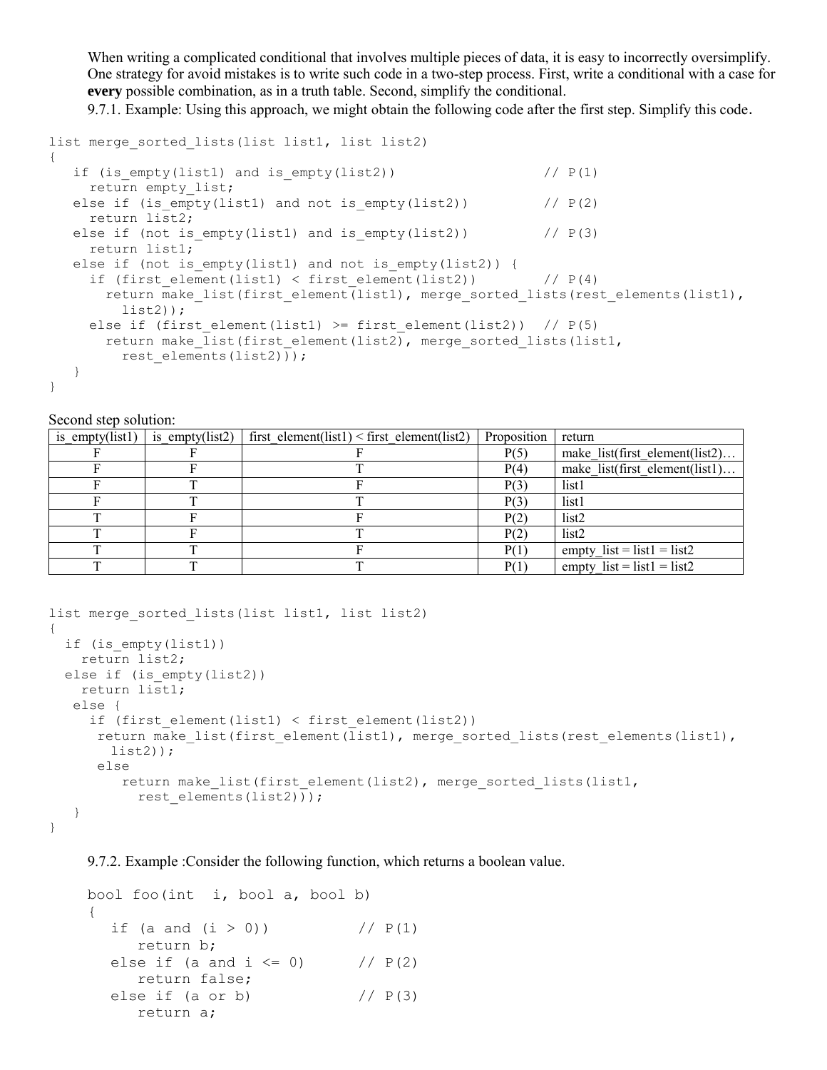When writing a complicated conditional that involves multiple pieces of data, it is easy to incorrectly oversimplify. One strategy for avoid mistakes is to write such code in a two-step process. First, write a conditional with a case for **every** possible combination, as in a truth table. Second, simplify the conditional.

9.7.1. Example: Using this approach, we might obtain the following code after the first step. Simplify this code.

```
list merge_sorted_lists(list list1, list list2)
{
   if (is_empty(list1) and is_empty(list2))                // P(1)
     return empty_list;
   else if (is_empty(list1) and not is_empty(list2))       // P(2)
     return list2;
   else if (not is_empty(list1) and is_empty(list2))       // P(3)
     return list1;
   else if (not is_empty(list1) and not is_empty(list2)) {
     if (first_element(list1) < first_element(list2))      // P(4)
       return make_list(first_element(list1), merge_sorted_lists(rest_elements(list1),
         list2));
     else if (first_element(list1) >= first_element(list2))  // P(5)
       return make_list(first_element(list2), merge_sorted_lists(list1,
         rest_elements(list2)));
   }
}
```

Second step solution:

| is_empty(list1) | is_empty(list2) | first_element(list1) < first_element(list2) | Proposition | return |
|---|---|---|---|---|
| F | F | F | P(5) | make_list(first_element(list2)… |
| F | F | T | P(4) | make_list(first_element(list1)… |
| F | T | F | P(3) | list1 |
| F | T | T | P(3) | list1 |
| T | F | F | P(2) | list2 |
| T | F | T | P(2) | list2 |
| T | T | F | P(1) | empty_list = list1 = list2 |
| T | T | T | P(1) | empty_list = list1 = list2 |

```
list merge_sorted_lists(list list1, list list2)
{
  if (is_empty(list1))
    return list2;
  else if (is_empty(list2))
    return list1;
   else {
     if (first_element(list1) < first_element(list2))
      return make_list(first_element(list1), merge_sorted_lists(rest_elements(list1),
        list2));
      else
         return make_list(first_element(list2), merge_sorted_lists(list1,
           rest_elements(list2)));
   }
}
```

9.7.2. Example :Consider the following function, which returns a boolean value.

```
bool foo(int  i, bool a, bool b)
{
   if (a and (i > 0))          // P(1)
      return b;
   else if (a and i <= 0)      // P(2)
      return false;
   else if (a or b)            // P(3)
      return a;
```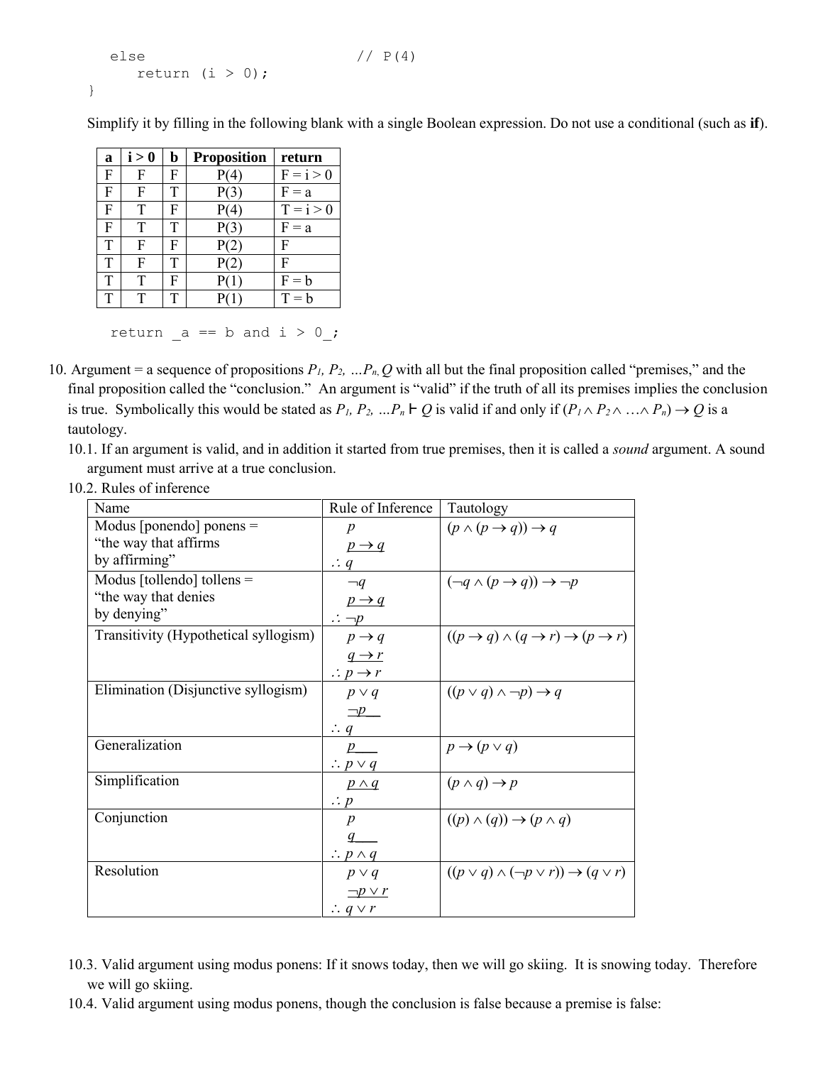```
    else                            // P(4)
        return (i > 0);
}
```

Simplify it by filling in the following blank with a single Boolean expression. Do not use a conditional (such as **if**).

| a | i > 0 | b | Proposition | return |
|---|---|---|---|---|
| F | F | F | P(4) | F = i > 0 |
| F | F | T | P(3) | F = a |
| F | T | F | P(4) | T = i > 0 |
| F | T | T | P(3) | F = a |
| T | F | F | P(2) | F |
| T | F | T | P(2) | F |
| T | T | F | P(1) | F = b |
| T | T | T | P(1) | T = b |

```
return _a == b and i > 0_;
```

10. Argument = a sequence of propositions $P_1, P_2, \ldots P_n, Q$ with all but the final proposition called "premises," and the final proposition called the "conclusion." An argument is "valid" if the truth of all its premises implies the conclusion is true. Symbolically this would be stated as $P_1, P_2, \ldots P_n \vdash Q$ is valid if and only if $(P_1 \wedge P_2 \wedge \ldots \wedge P_n) \rightarrow Q$ is a tautology.
    1. 10.1. If an argument is valid, and in addition it started from true premises, then it is called a *sound* argument. A sound argument must arrive at a true conclusion.
    2. 10.2. Rules of inference

| Name | Rule of Inference | Tautology |
|---|---|---|
| Modus [ponendo] ponens = "the way that affirms by affirming" | $p$<br>$\underline{p \rightarrow q}$<br>$\therefore q$ | $(p \wedge (p \rightarrow q)) \rightarrow q$ |
| Modus [tollendo] tollens = "the way that denies by denying" | $\neg q$<br>$\underline{p \rightarrow q}$<br>$\therefore \neg p$ | $(\neg q \wedge (p \rightarrow q)) \rightarrow \neg p$ |
| Transitivity (Hypothetical syllogism) | $p \rightarrow q$<br>$\underline{q \rightarrow r}$<br>$\therefore p \rightarrow r$ | $((p \rightarrow q) \wedge (q \rightarrow r) \rightarrow (p \rightarrow r)$ |
| Elimination (Disjunctive syllogism) | $p \vee q$<br>$\underline{\neg p}$<br>$\therefore q$ | $((p \vee q) \wedge \neg p) \rightarrow q$ |
| Generalization | $\underline{p}$<br>$\therefore p \vee q$ | $p \rightarrow (p \vee q)$ |
| Simplification | $\underline{p \wedge q}$<br>$\therefore p$ | $(p \wedge q) \rightarrow p$ |
| Conjunction | $p$<br>$\underline{q}$<br>$\therefore p \wedge q$ | $((p) \wedge (q)) \rightarrow (p \wedge q)$ |
| Resolution | $p \vee q$<br>$\underline{\neg p \vee r}$<br>$\therefore q \vee r$ | $((p \vee q) \wedge (\neg p \vee r)) \rightarrow (q \vee r)$ |

    3. 10.3. Valid argument using modus ponens: If it snows today, then we will go skiing. It is snowing today. Therefore we will go skiing.
    4. 10.4. Valid argument using modus ponens, though the conclusion is false because a premise is false: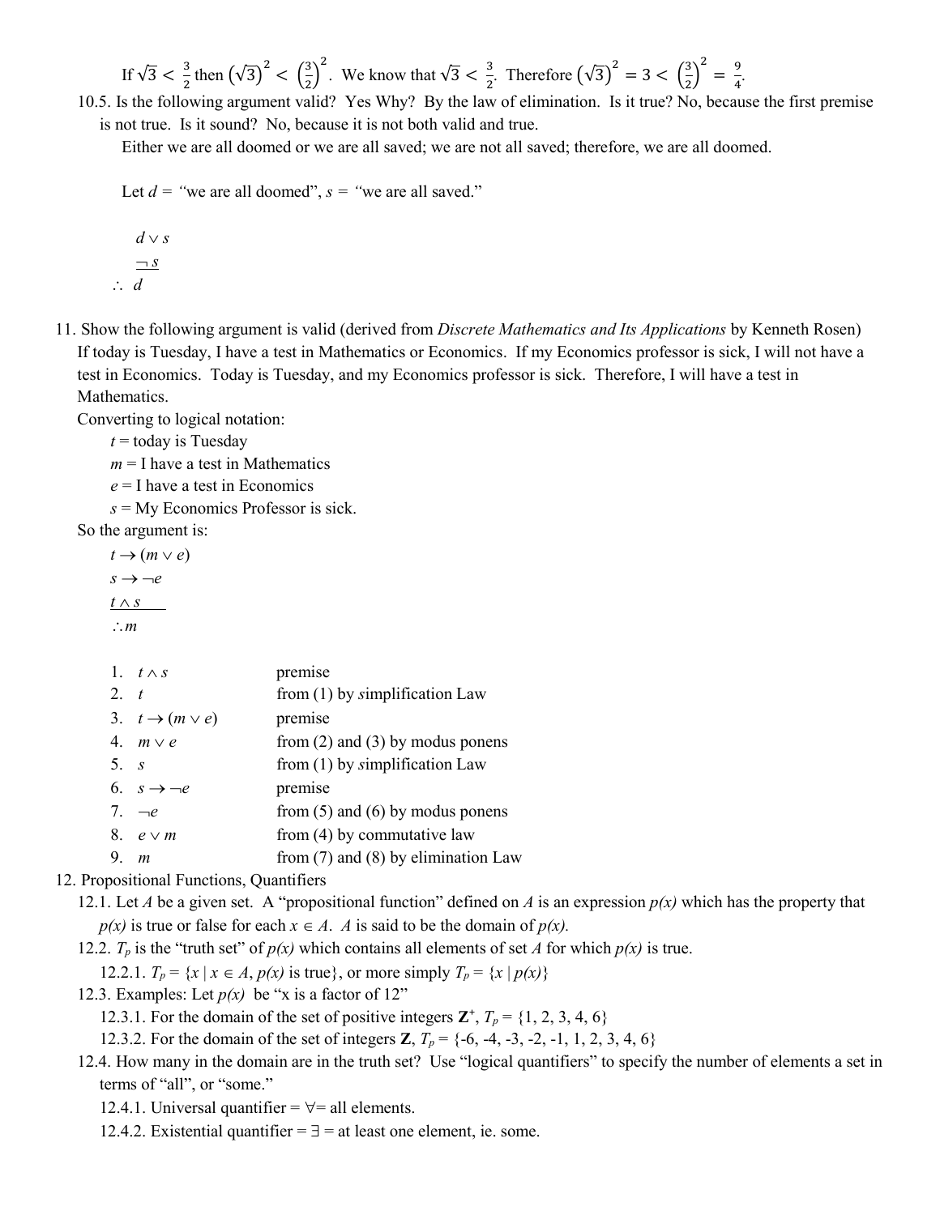If $\sqrt{3} < \frac{3}{2}$ then $\left(\sqrt{3}\right)^2 < \left(\frac{3}{2}\right)^2$. We know that $\sqrt{3} < \frac{3}{2}$. Therefore $\left(\sqrt{3}\right)^2 = 3 < \left(\frac{3}{2}\right)^2 = \frac{9}{4}$.

10.5. Is the following argument valid? Yes Why? By the law of elimination. Is it true? No, because the first premise is not true. Is it sound? No, because it is not both valid and true.

Either we are all doomed or we are all saved; we are not all saved; therefore, we are all doomed.

Let $d$ = "we are all doomed", $s$ = "we are all saved."

$$\begin{array}{l} d \vee s \\ \underline{\neg s} \\ \therefore\ d \end{array}$$

11. Show the following argument is valid (derived from *Discrete Mathematics and Its Applications* by Kenneth Rosen)
If today is Tuesday, I have a test in Mathematics or Economics. If my Economics professor is sick, I will not have a test in Economics. Today is Tuesday, and my Economics professor is sick. Therefore, I will have a test in Mathematics.
Converting to logical notation:
   $t$ = today is Tuesday
   $m$ = I have a test in Mathematics
   $e$ = I have a test in Economics
   $s$ = My Economics Professor is sick.
So the argument is:

$$\begin{array}{l} t \rightarrow (m \vee e) \\ s \rightarrow \neg e \\ \underline{t \wedge s} \\ \therefore m \end{array}$$

1. $t \wedge s$ — premise
2. $t$ — from (1) by simplification Law
3. $t \rightarrow (m \vee e)$ — premise
4. $m \vee e$ — from (2) and (3) by modus ponens
5. $s$ — from (1) by simplification Law
6. $s \rightarrow \neg e$ — premise
7. $\neg e$ — from (5) and (6) by modus ponens
8. $e \vee m$ — from (4) by commutative law
9. $m$ — from (7) and (8) by elimination Law

12. Propositional Functions, Quantifiers
   12.1. Let $A$ be a given set. A "propositional function" defined on $A$ is an expression $p(x)$ which has the property that $p(x)$ is true or false for each $x \in A$. $A$ is said to be the domain of $p(x)$.
   12.2. $T_p$ is the "truth set" of $p(x)$ which contains all elements of set $A$ for which $p(x)$ is true.
      12.2.1. $T_p = \{x \mid x \in A,\ p(x) \text{ is true}\}$, or more simply $T_p = \{x \mid p(x)\}$
   12.3. Examples: Let $p(x)$ be "x is a factor of 12"
      12.3.1. For the domain of the set of positive integers $\mathbf{Z}^+$, $T_p = \{1, 2, 3, 4, 6\}$
      12.3.2. For the domain of the set of integers $\mathbf{Z}$, $T_p = \{-6, -4, -3, -2, -1, 1, 2, 3, 4, 6\}$
   12.4. How many in the domain are in the truth set? Use "logical quantifiers" to specify the number of elements a set in terms of "all", or "some."
      12.4.1. Universal quantifier = $\forall$= all elements.
      12.4.2. Existential quantifier = $\exists$ = at least one element, ie. some.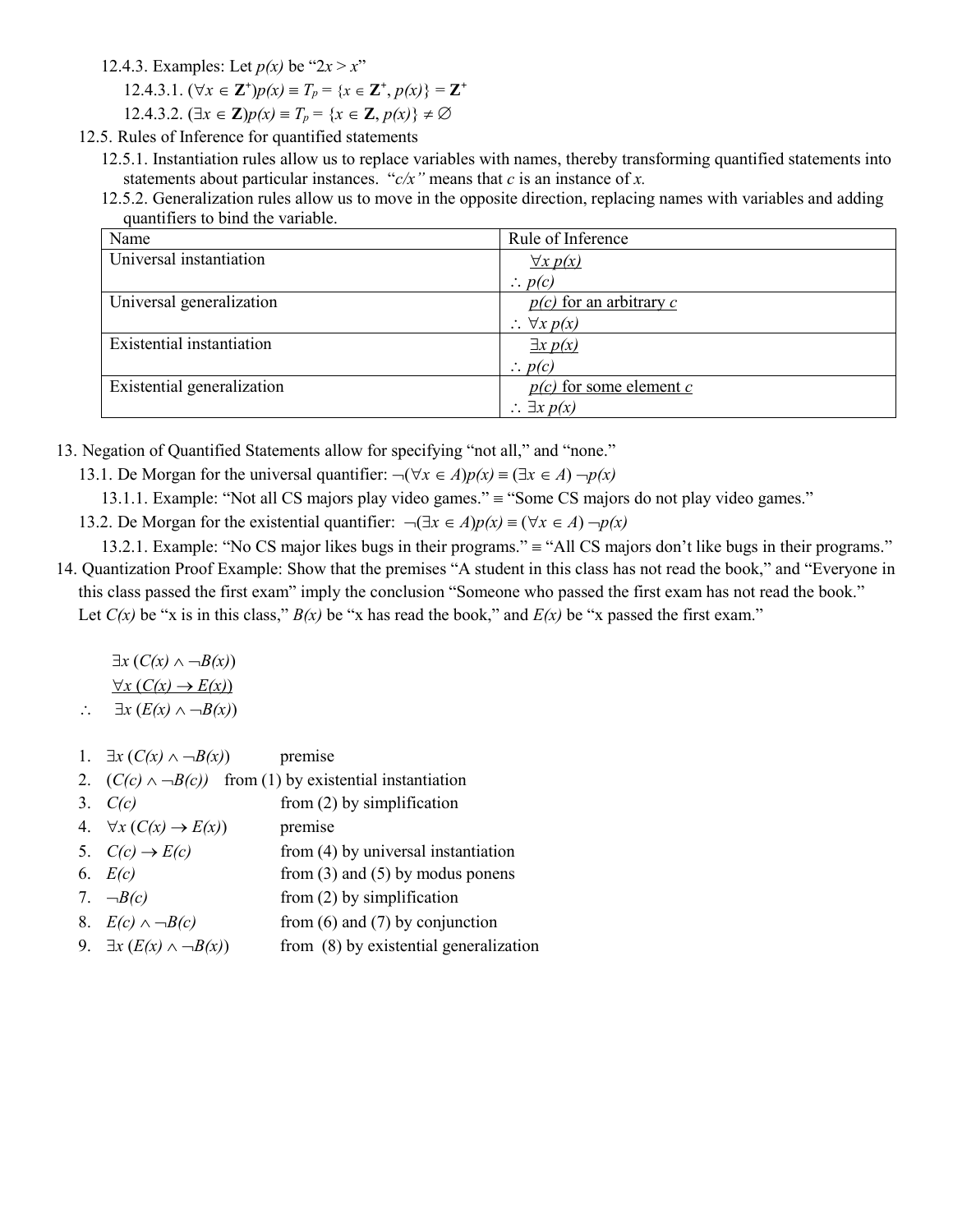12.4.3. Examples: Let $p(x)$ be "$2x > x$"

12.4.3.1. $(\forall x \in \mathbf{Z}^+)p(x) \equiv T_p = \{x \in \mathbf{Z}^+, p(x)\} = \mathbf{Z}^+$

12.4.3.2. $(\exists x \in \mathbf{Z})p(x) \equiv T_p = \{x \in \mathbf{Z}, p(x)\} \neq \varnothing$

12.5. Rules of Inference for quantified statements

12.5.1. Instantiation rules allow us to replace variables with names, thereby transforming quantified statements into statements about particular instances. "$c/x$" means that $c$ is an instance of $x$.

12.5.2. Generalization rules allow us to move in the opposite direction, replacing names with variables and adding quantifiers to bind the variable.

| Name | Rule of Inference |
|---|---|
| Universal instantiation | $\underline{\forall x\ p(x)}$ <br> $\therefore\ p(c)$ |
| Universal generalization | $\underline{p(c)}$ for an arbitrary $c$ <br> $\therefore\ \forall x\ p(x)$ |
| Existential instantiation | $\underline{\exists x\ p(x)}$ <br> $\therefore\ p(c)$ |
| Existential generalization | $\underline{p(c)}$ for some element $c$ <br> $\therefore\ \exists x\ p(x)$ |

13. Negation of Quantified Statements allow for specifying "not all," and "none."

13.1. De Morgan for the universal quantifier: $\neg(\forall x \in A)p(x) \equiv (\exists x \in A)\neg p(x)$

13.1.1. Example: "Not all CS majors play video games." ≡ "Some CS majors do not play video games."

13.2. De Morgan for the existential quantifier: $\neg(\exists x \in A)p(x) \equiv (\forall x \in A)\neg p(x)$

13.2.1. Example: "No CS major likes bugs in their programs." ≡ "All CS majors don't like bugs in their programs."

14. Quantization Proof Example: Show that the premises "A student in this class has not read the book," and "Everyone in this class passed the first exam" imply the conclusion "Someone who passed the first exam has not read the book." Let $C(x)$ be "x is in this class," $B(x)$ be "x has read the book," and $E(x)$ be "x passed the first exam."

$$\begin{array}{ll} & \exists x\,(C(x) \wedge \neg B(x)) \\ & \underline{\forall x\,(C(x) \rightarrow E(x))} \\ \therefore & \exists x\,(E(x) \wedge \neg B(x)) \end{array}$$

1. $\exists x\,(C(x) \wedge \neg B(x))$ premise
2. $(C(c) \wedge \neg B(c))$ from (1) by existential instantiation
3. $C(c)$ from (2) by simplification
4. $\forall x\,(C(x) \rightarrow E(x))$ premise
5. $C(c) \rightarrow E(c)$ from (4) by universal instantiation
6. $E(c)$ from (3) and (5) by modus ponens
7. $\neg B(c)$ from (2) by simplification
8. $E(c) \wedge \neg B(c)$ from (6) and (7) by conjunction
9. $\exists x\,(E(x) \wedge \neg B(x))$ from (8) by existential generalization